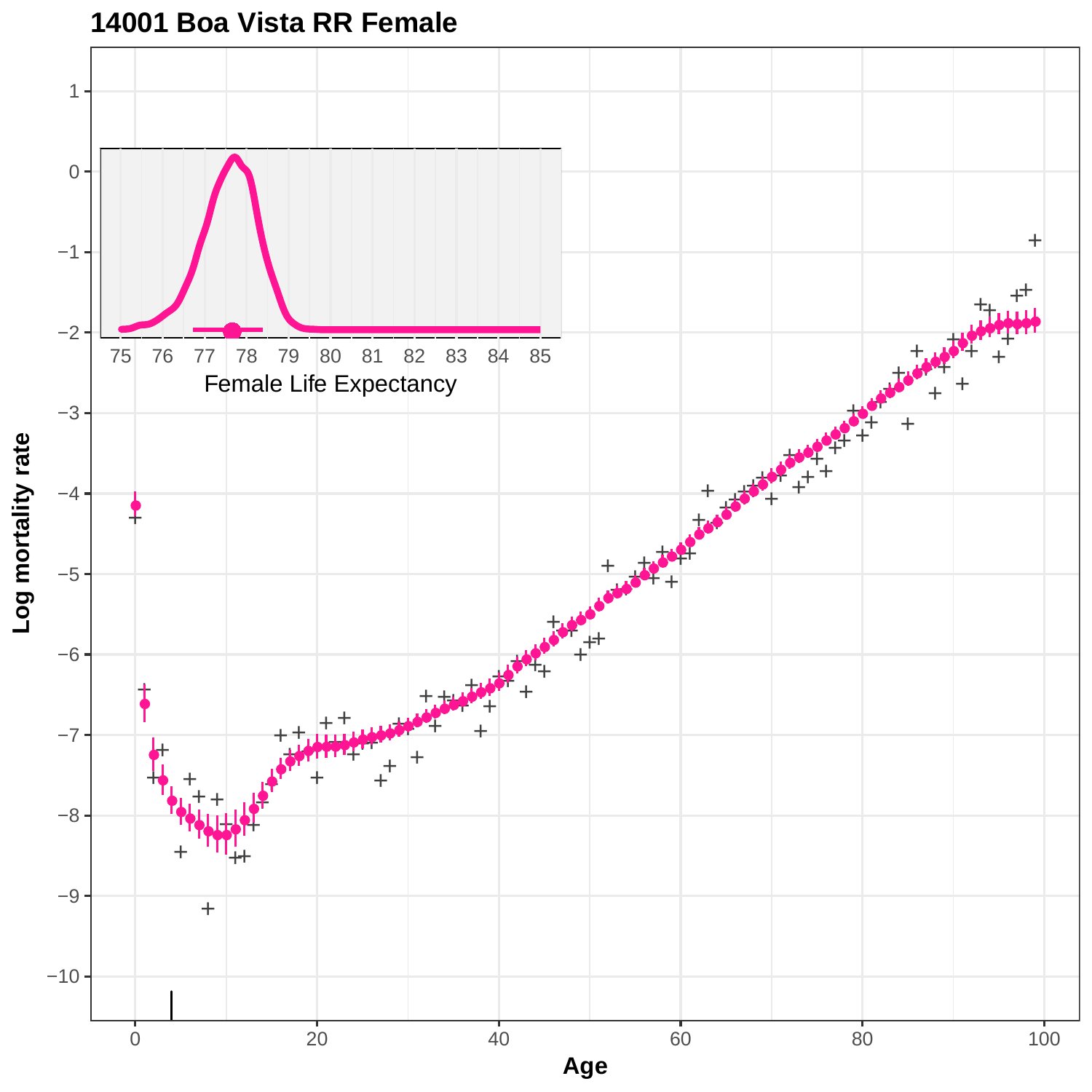# 14001 Boa Vista RR Female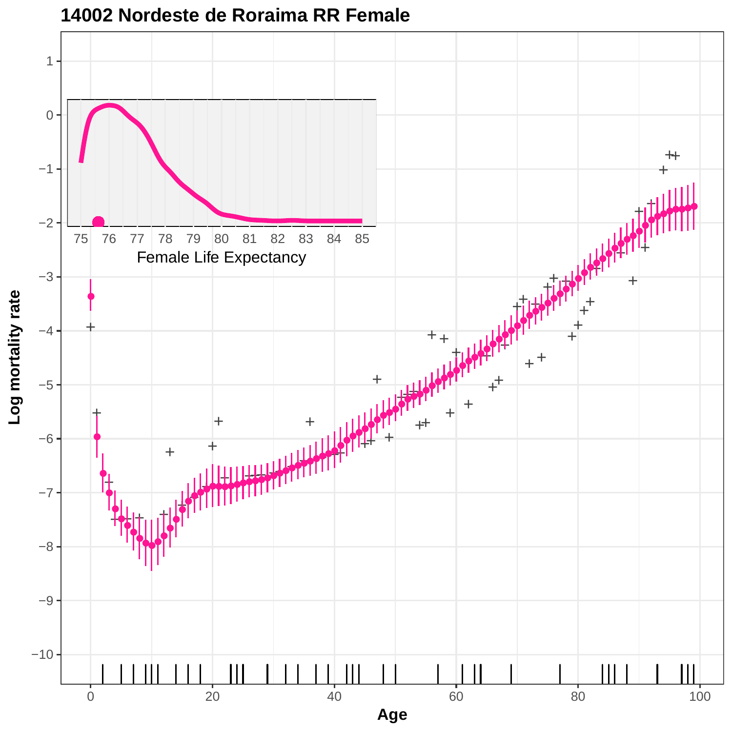# 14002 Nordeste de Roraima RR Female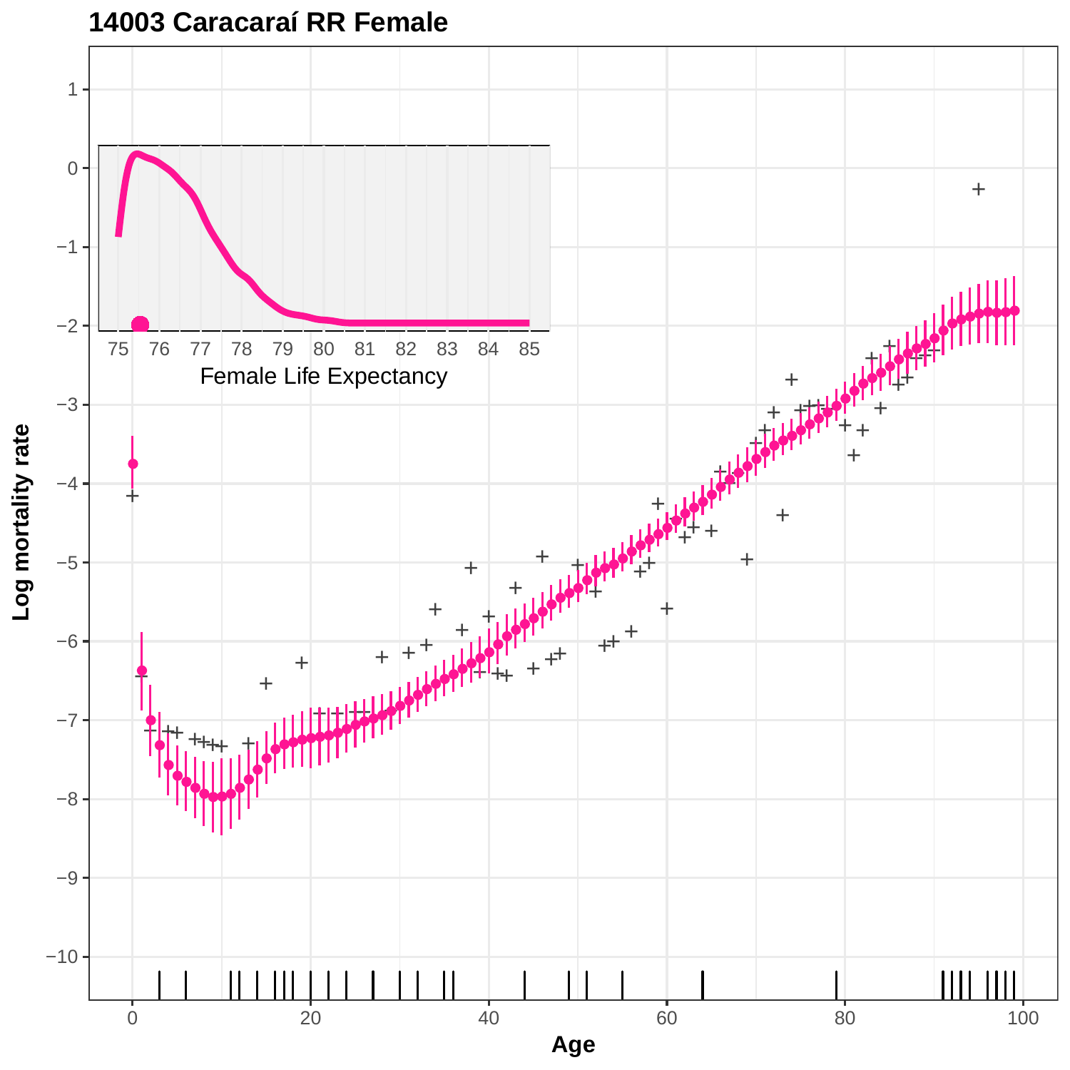**14003 Caracaraí RR Female**

Log mortality rate

Age

Female Life Expectancy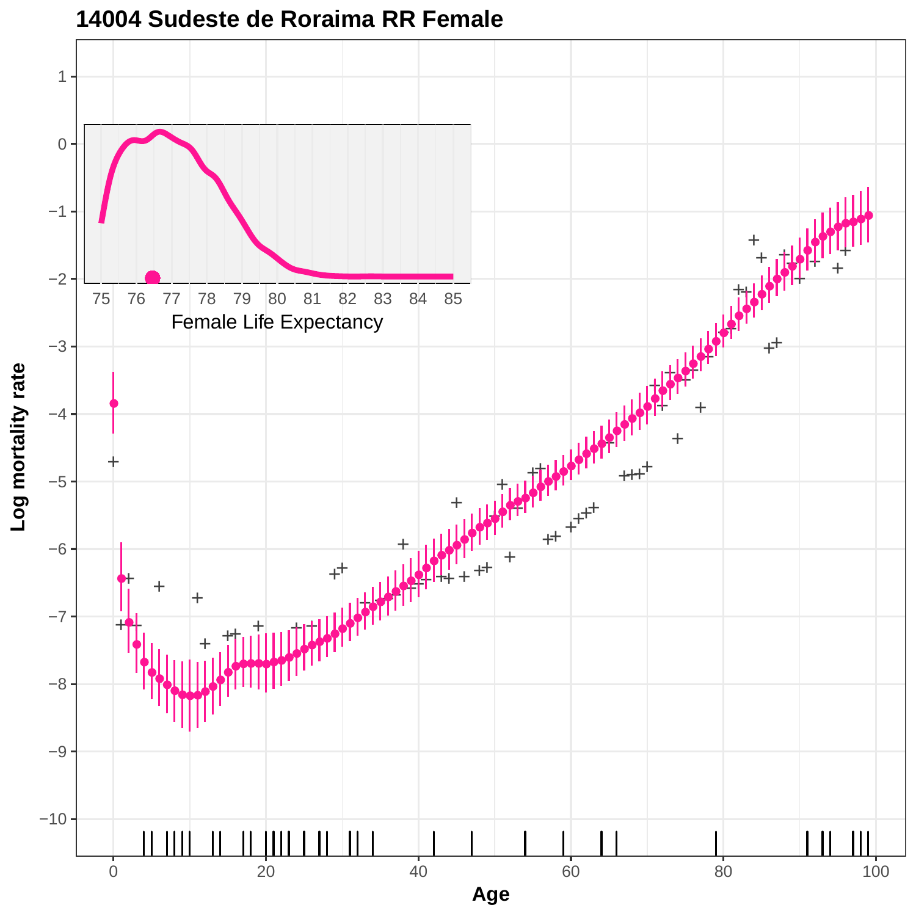**14004 Sudeste de Roraima RR Female**

Log mortality rate

1
0
−1
−2
−3
−4
−5
−6
−7
−8
−9
−10

Age

0
20
40
60
80
100

Female Life Expectancy

75
76
77
78
79
80
81
82
83
84
85